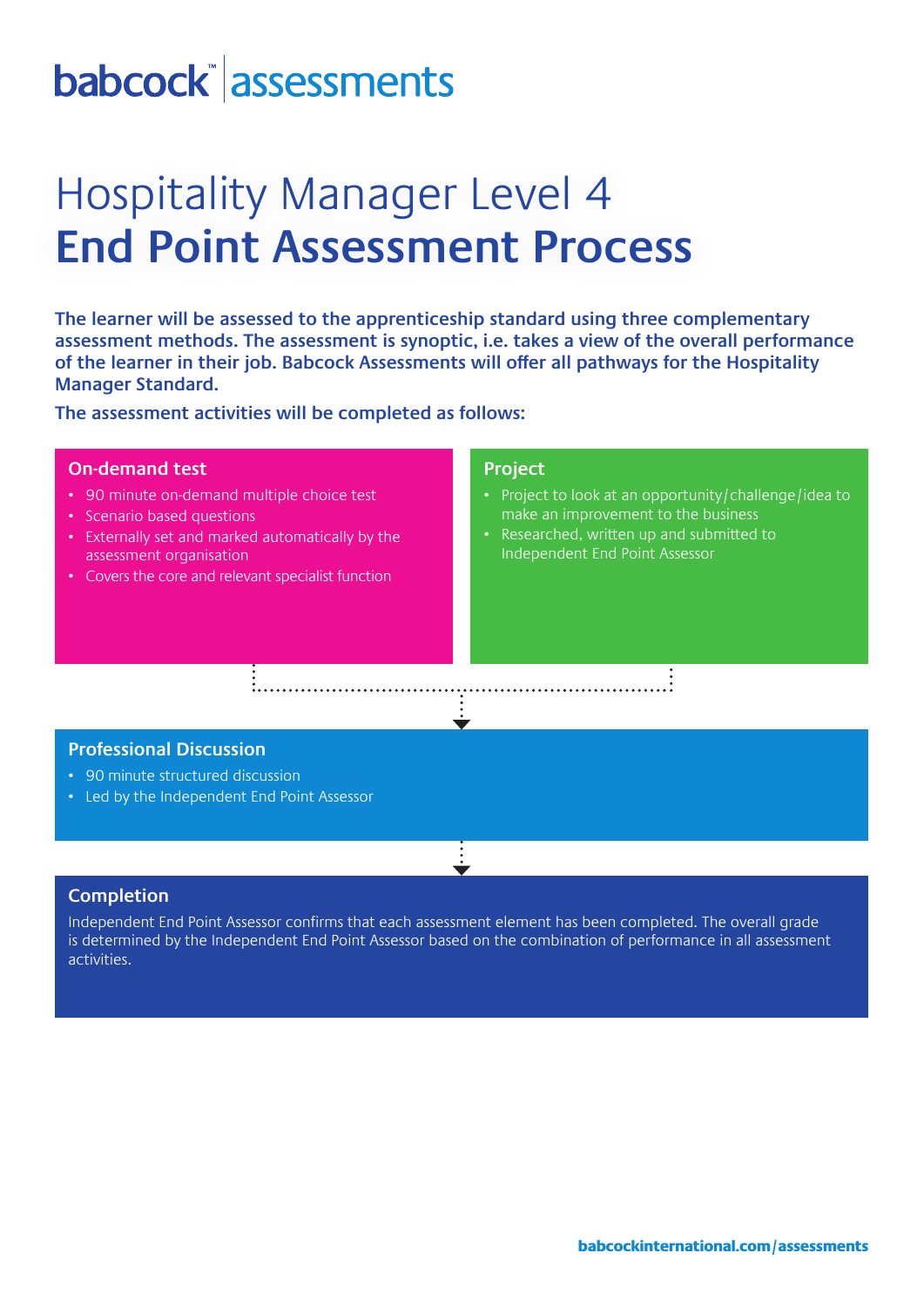babcock™ assessments

# Hospitality Manager Level 4
# End Point Assessment Process

**The learner will be assessed to the apprenticeship standard using three complementary assessment methods. The assessment is synoptic, i.e. takes a view of the overall performance of the learner in their job. Babcock Assessments will offer all pathways for the Hospitality Manager Standard.**

**The assessment activities will be completed as follows:**

## On-demand test

- 90 minute on-demand multiple choice test
- Scenario based questions
- Externally set and marked automatically by the assessment organisation
- Covers the core and relevant specialist function

## Project

- Project to look at an opportunity/challenge/idea to make an improvement to the business
- Researched, written up and submitted to Independent End Point Assessor

## Professional Discussion

- 90 minute structured discussion
- Led by the Independent End Point Assessor

## Completion

Independent End Point Assessor confirms that each assessment element has been completed. The overall grade is determined by the Independent End Point Assessor based on the combination of performance in all assessment activities.

babcockinternational.com/assessments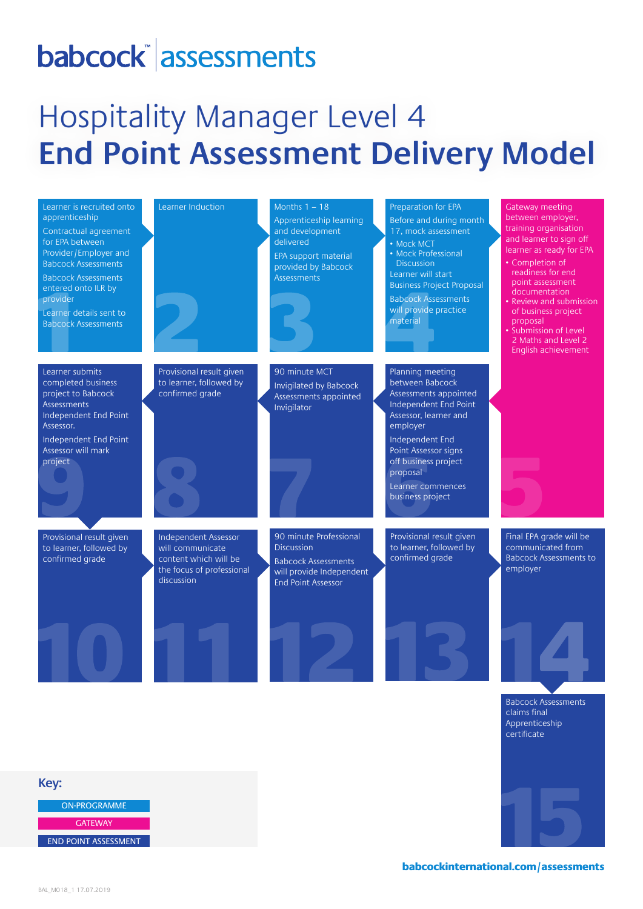babcock™ assessments

# Hospitality Manager Level 4
# **End Point Assessment Delivery Model**

**1**

Learner is recruited onto apprenticeship

Contractual agreement for EPA between Provider/Employer and Babcock Assessments

Babcock Assessments entered onto ILR by provider

Learner details sent to Babcock Assessments

**2**

Learner Induction

**3**

Months 1 – 18

Apprenticeship learning and development delivered

EPA support material provided by Babcock Assessments

**4**

Preparation for EPA

Before and during month 17, mock assessment

- Mock MCT
- Mock Professional Discussion

Learner will start Business Project Proposal

Babcock Assessments will provide practice material

**5**

Gateway meeting between employer, training organisation and learner to sign off learner as ready for EPA

- Completion of readiness for end point assessment documentation
- Review and submission of business project proposal
- Submission of Level 2 Maths and Level 2 English achievement

**6**

Planning meeting between Babcock Assessments appointed Independent End Point Assessor, learner and employer

Independent End Point Assessor signs off business project proposal

Learner commences business project

**7**

90 minute MCT

Invigilated by Babcock Assessments appointed Invigilator

**8**

Provisional result given to learner, followed by confirmed grade

**9**

Learner submits completed business project to Babcock Assessments Independent End Point Assessor.

Independent End Point Assessor will mark project

**10**

Provisional result given to learner, followed by confirmed grade

**11**

Independent Assessor will communicate content which will be the focus of professional discussion

**12**

90 minute Professional Discussion

Babcock Assessments will provide Independent End Point Assessor

**13**

Provisional result given to learner, followed by confirmed grade

**14**

Final EPA grade will be communicated from Babcock Assessments to employer

**15**

Babcock Assessments claims final Apprenticeship certificate

**Key:**

- ON-PROGRAMME
- GATEWAY
- END POINT ASSESSMENT

babcockinternational.com/assessments

BAL_M018_1 17.07.2019